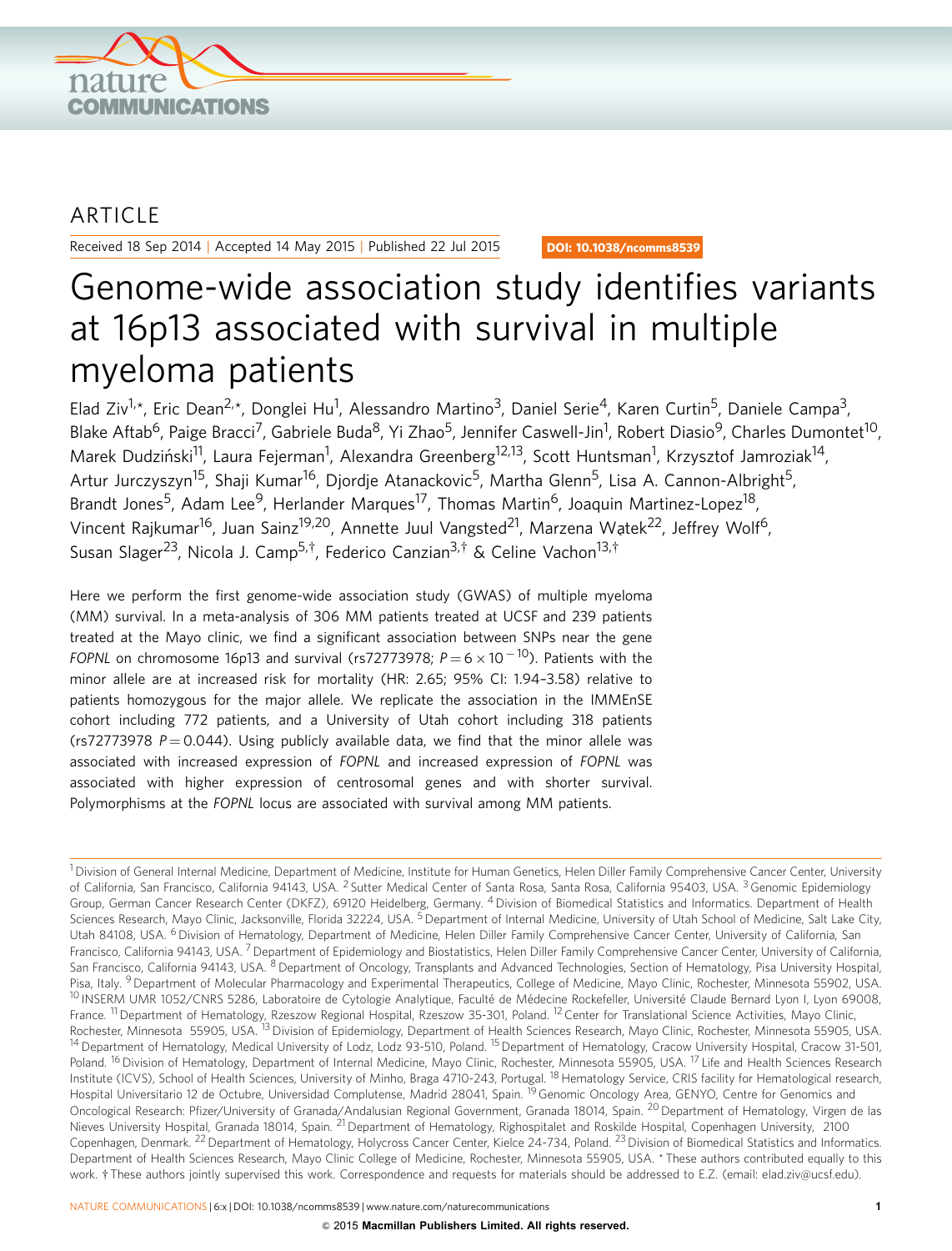ARTICLE

Received 18 Sep 2014 | Accepted 14 May 2015 | Published 22 Jul 2015

DOI: 10.1038/ncomms8539

# Genome-wide association study identifies variants at 16p13 associated with survival in multiple myeloma patients

Elad Ziv[1,*], Eric Dean[2,*], Donglei Hu[1], Alessandro Martino[3], Daniel Serie[4], Karen Curtin[5], Daniele Campa[3], Blake Aftab[6], Paige Bracci[7], Gabriele Buda[8], Yi Zhao[5], Jennifer Caswell-Jin[1], Robert Diasio[9], Charles Dumontet[10], Marek Dudziński[11], Laura Fejerman[1], Alexandra Greenberg[12,13], Scott Huntsman[1], Krzysztof Jamroziak[14], Artur Jurczyszyn[15], Shaji Kumar[16], Djordje Atanackovic[5], Martha Glenn[5], Lisa A. Cannon-Albright[5], Brandt Jones[5], Adam Lee[9], Herlander Marques[17], Thomas Martin[6], Joaquin Martinez-Lopez[18], Vincent Rajkumar[16], Juan Sainz[19,20], Annette Juul Vangsted[21], Marzena Wątek[22], Jeffrey Wolf[6], Susan Slager[23], Nicola J. Camp[5,†], Federico Canzian[3,†] & Celine Vachon[13,†]

Here we perform the first genome-wide association study (GWAS) of multiple myeloma (MM) survival. In a meta-analysis of 306 MM patients treated at UCSF and 239 patients treated at the Mayo clinic, we find a significant association between SNPs near the gene *FOPNL* on chromosome 16p13 and survival (rs72773978; $P = 6 \times 10^{-10}$). Patients with the minor allele are at increased risk for mortality (HR: 2.65; 95% CI: 1.94–3.58) relative to patients homozygous for the major allele. We replicate the association in the IMMEnSE cohort including 772 patients, and a University of Utah cohort including 318 patients (rs72773978 $P = 0.044$). Using publicly available data, we find that the minor allele was associated with increased expression of *FOPNL* and increased expression of *FOPNL* was associated with higher expression of centrosomal genes and with shorter survival. Polymorphisms at the *FOPNL* locus are associated with survival among MM patients.

[1] Division of General Internal Medicine, Department of Medicine, Institute for Human Genetics, Helen Diller Family Comprehensive Cancer Center, University of California, San Francisco, California 94143, USA. [2] Sutter Medical Center of Santa Rosa, Santa Rosa, California 95403, USA. [3] Genomic Epidemiology Group, German Cancer Research Center (DKFZ), 69120 Heidelberg, Germany. [4] Division of Biomedical Statistics and Informatics. Department of Health Sciences Research, Mayo Clinic, Jacksonville, Florida 32224, USA. [5] Department of Internal Medicine, University of Utah School of Medicine, Salt Lake City, Utah 84108, USA. [6] Division of Hematology, Department of Medicine, Helen Diller Family Comprehensive Cancer Center, University of California, San Francisco, California 94143, USA. [7] Department of Epidemiology and Biostatistics, Helen Diller Family Comprehensive Cancer Center, University of California, San Francisco, California 94143, USA. [8] Department of Oncology, Transplants and Advanced Technologies, Section of Hematology, Pisa University Hospital, Pisa, Italy. [9] Department of Molecular Pharmacology and Experimental Therapeutics, College of Medicine, Mayo Clinic, Rochester, Minnesota 55902, USA. [10] INSERM UMR 1052/CNRS 5286, Laboratoire de Cytologie Analytique, Faculté de Médecine Rockefeller, Université Claude Bernard Lyon I, Lyon 69008, France. [11] Department of Hematology, Rzeszow Regional Hospital, Rzeszow 35-301, Poland. [12] Center for Translational Science Activities, Mayo Clinic, Rochester, Minnesota 55905, USA. [13] Division of Epidemiology, Department of Health Sciences Research, Mayo Clinic, Rochester, Minnesota 55905, USA. [14] Department of Hematology, Medical University of Lodz, Lodz 93-510, Poland. [15] Department of Hematology, Cracow University Hospital, Cracow 31-501, Poland. [16] Division of Hematology, Department of Internal Medicine, Mayo Clinic, Rochester, Minnesota 55905, USA. [17] Life and Health Sciences Research Institute (ICVS), School of Health Sciences, University of Minho, Braga 4710-243, Portugal. [18] Hematology Service, CRIS facility for Hematological research, Hospital Universitario 12 de Octubre, Universidad Complutense, Madrid 28041, Spain. [19] Genomic Oncology Area, GENYO, Centre for Genomics and Oncological Research: Pfizer/University of Granada/Andalusian Regional Government, Granada 18014, Spain. [20] Department of Hematology, Virgen de las Nieves University Hospital, Granada 18014, Spain. [21] Department of Hematology, Righospitalet and Roskilde Hospital, Copenhagen University, 2100 Copenhagen, Denmark. [22] Department of Hematology, Holycross Cancer Center, Kielce 24-734, Poland. [23] Division of Biomedical Statistics and Informatics. Department of Health Sciences Research, Mayo Clinic College of Medicine, Rochester, Minnesota 55905, USA. * These authors contributed equally to this work. † These authors jointly supervised this work. Correspondence and requests for materials should be addressed to E.Z. (email: elad.ziv@ucsf.edu).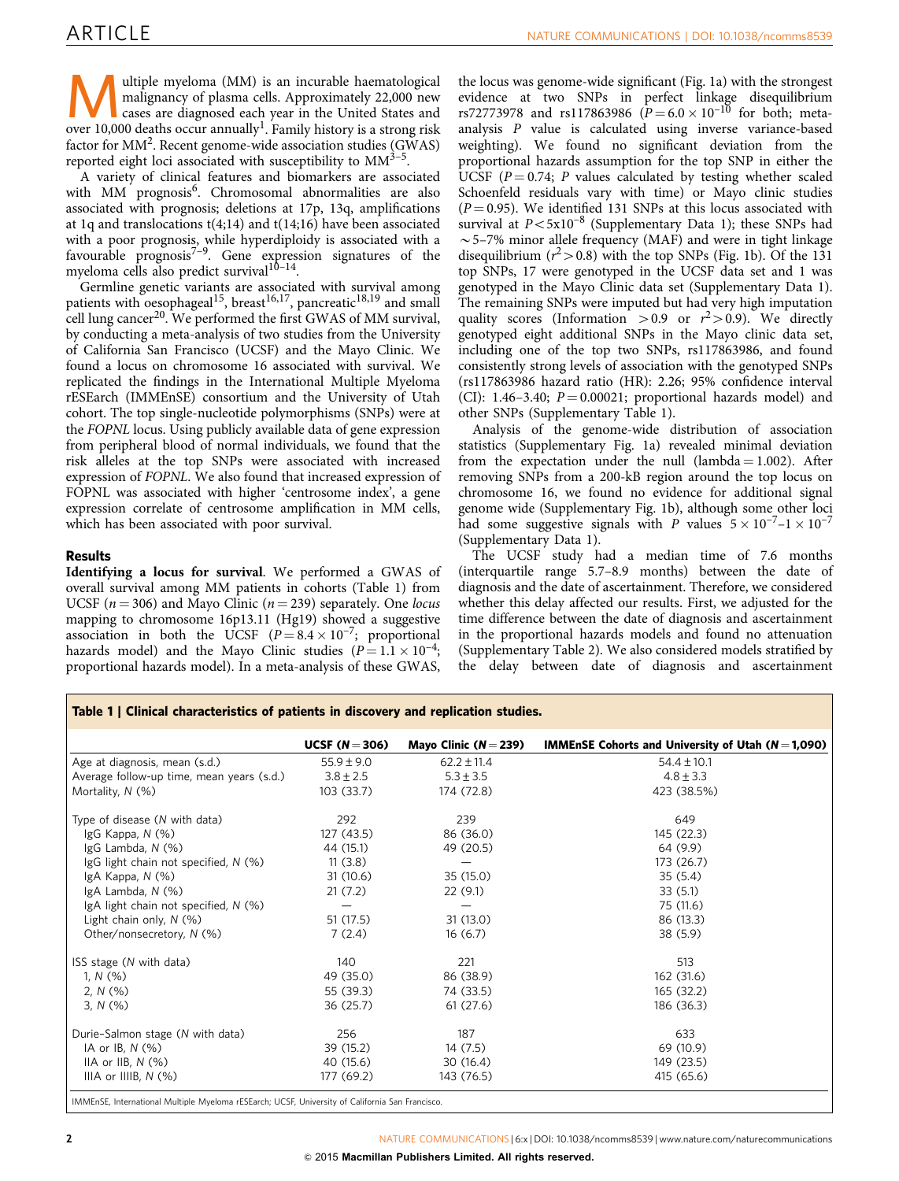Multiple myeloma (MM) is an incurable haematological malignancy of plasma cells. Approximately 22,000 new cases are diagnosed each year in the United States and over 10,000 deaths occur annually[1]. Family history is a strong risk factor for MM[2]. Recent genome-wide association studies (GWAS) reported eight loci associated with susceptibility to MM[3–5].

A variety of clinical features and biomarkers are associated with MM prognosis[6]. Chromosomal abnormalities are also associated with prognosis; deletions at 17p, 13q, amplifications at 1q and translocations t(4;14) and t(14;16) have been associated with a poor prognosis, while hyperdiploidy is associated with a favourable prognosis[7–9]. Gene expression signatures of the myeloma cells also predict survival[10–14].

Germline genetic variants are associated with survival among patients with oesophageal[15], breast[16,17], pancreatic[18,19] and small cell lung cancer[20]. We performed the first GWAS of MM survival, by conducting a meta-analysis of two studies from the University of California San Francisco (UCSF) and the Mayo Clinic. We found a locus on chromosome 16 associated with survival. We replicated the findings in the International Multiple Myeloma rESEarch (IMMEnSE) consortium and the University of Utah cohort. The top single-nucleotide polymorphisms (SNPs) were at the *FOPNL* locus. Using publicly available data of gene expression from peripheral blood of normal individuals, we found that the risk alleles at the top SNPs were associated with increased expression of *FOPNL*. We also found that increased expression of FOPNL was associated with higher 'centrosome index', a gene expression correlate of centrosome amplification in MM cells, which has been associated with poor survival.

## Results

**Identifying a locus for survival**. We performed a GWAS of overall survival among MM patients in cohorts (Table 1) from UCSF ($n = 306$) and Mayo Clinic ($n = 239$) separately. One *locus* mapping to chromosome 16p13.11 (Hg19) showed a suggestive association in both the UCSF ($P = 8.4 \times 10^{-7}$; proportional hazards model) and the Mayo Clinic studies ($P = 1.1 \times 10^{-4}$; proportional hazards model). In a meta-analysis of these GWAS, the locus was genome-wide significant (Fig. 1a) with the strongest evidence at two SNPs in perfect linkage disequilibrium rs72773978 and rs117863986 ($P = 6.0 \times 10^{-10}$ for both; meta-analysis $P$ value is calculated using inverse variance-based weighting). We found no significant deviation from the proportional hazards assumption for the top SNP in either the UCSF ($P = 0.74$; $P$ values calculated by testing whether scaled Schoenfeld residuals vary with time) or Mayo clinic studies ($P = 0.95$). We identified 131 SNPs at this locus associated with survival at $P < 5 \times 10^{-8}$ (Supplementary Data 1); these SNPs had ~5–7% minor allele frequency (MAF) and were in tight linkage disequilibrium ($r^2 > 0.8$) with the top SNPs (Fig. 1b). Of the 131 top SNPs, 17 were genotyped in the UCSF data set and 1 was genotyped in the Mayo Clinic data set (Supplementary Data 1). The remaining SNPs were imputed but had very high imputation quality scores (Information $> 0.9$ or $r^2 > 0.9$). We directly genotyped eight additional SNPs in the Mayo clinic data set, including one of the top two SNPs, rs117863986, and found consistently strong levels of association with the genotyped SNPs (rs117863986 hazard ratio (HR): 2.26; 95% confidence interval (CI): 1.46–3.40; $P = 0.00021$; proportional hazards model) and other SNPs (Supplementary Table 1).

Analysis of the genome-wide distribution of association statistics (Supplementary Fig. 1a) revealed minimal deviation from the expectation under the null (lambda = 1.002). After removing SNPs from a 200-kB region around the top locus on chromosome 16, we found no evidence for additional signal genome wide (Supplementary Fig. 1b), although some other loci had some suggestive signals with $P$ values $5 \times 10^{-7}$–$1 \times 10^{-7}$ (Supplementary Data 1).

The UCSF study had a median time of 7.6 months (interquartile range 5.7–8.9 months) between the date of diagnosis and the date of ascertainment. Therefore, we considered whether this delay affected our results. First, we adjusted for the time difference between the date of diagnosis and ascertainment in the proportional hazards models and found no attenuation (Supplementary Table 2). We also considered models stratified by the delay between date of diagnosis and ascertainment

**Table 1 | Clinical characteristics of patients in discovery and replication studies.**

| | UCSF ($N = 306$) | Mayo Clinic ($N = 239$) | IMMEnSE Cohorts and University of Utah ($N = 1,090$) |
|---|---|---|---|
| Age at diagnosis, mean (s.d.) | 55.9 ± 9.0 | 62.2 ± 11.4 | 54.4 ± 10.1 |
| Average follow-up time, mean years (s.d.) | 3.8 ± 2.5 | 5.3 ± 3.5 | 4.8 ± 3.3 |
| Mortality, *N* (%) | 103 (33.7) | 174 (72.8) | 423 (38.5%) |
| Type of disease (*N* with data) | 292 | 239 | 649 |
| IgG Kappa, *N* (%) | 127 (43.5) | 86 (36.0) | 145 (22.3) |
| IgG Lambda, *N* (%) | 44 (15.1) | 49 (20.5) | 64 (9.9) |
| IgG light chain not specified, *N* (%) | 11 (3.8) | — | 173 (26.7) |
| IgA Kappa, *N* (%) | 31 (10.6) | 35 (15.0) | 35 (5.4) |
| IgA Lambda, *N* (%) | 21 (7.2) | 22 (9.1) | 33 (5.1) |
| IgA light chain not specified, *N* (%) | — | — | 75 (11.6) |
| Light chain only, *N* (%) | 51 (17.5) | 31 (13.0) | 86 (13.3) |
| Other/nonsecretory, *N* (%) | 7 (2.4) | 16 (6.7) | 38 (5.9) |
| ISS stage (*N* with data) | 140 | 221 | 513 |
| 1, *N* (%) | 49 (35.0) | 86 (38.9) | 162 (31.6) |
| 2, *N* (%) | 55 (39.3) | 74 (33.5) | 165 (32.2) |
| 3, *N* (%) | 36 (25.7) | 61 (27.6) | 186 (36.3) |
| Durie–Salmon stage (*N* with data) | 256 | 187 | 633 |
| IA or IB, *N* (%) | 39 (15.2) | 14 (7.5) | 69 (10.9) |
| IIA or IIB, *N* (%) | 40 (15.6) | 30 (16.4) | 149 (23.5) |
| IIIA or IIIIB, *N* (%) | 177 (69.2) | 143 (76.5) | 415 (65.6) |

IMMEnSE, International Multiple Myeloma rESEarch; UCSF, University of California San Francisco.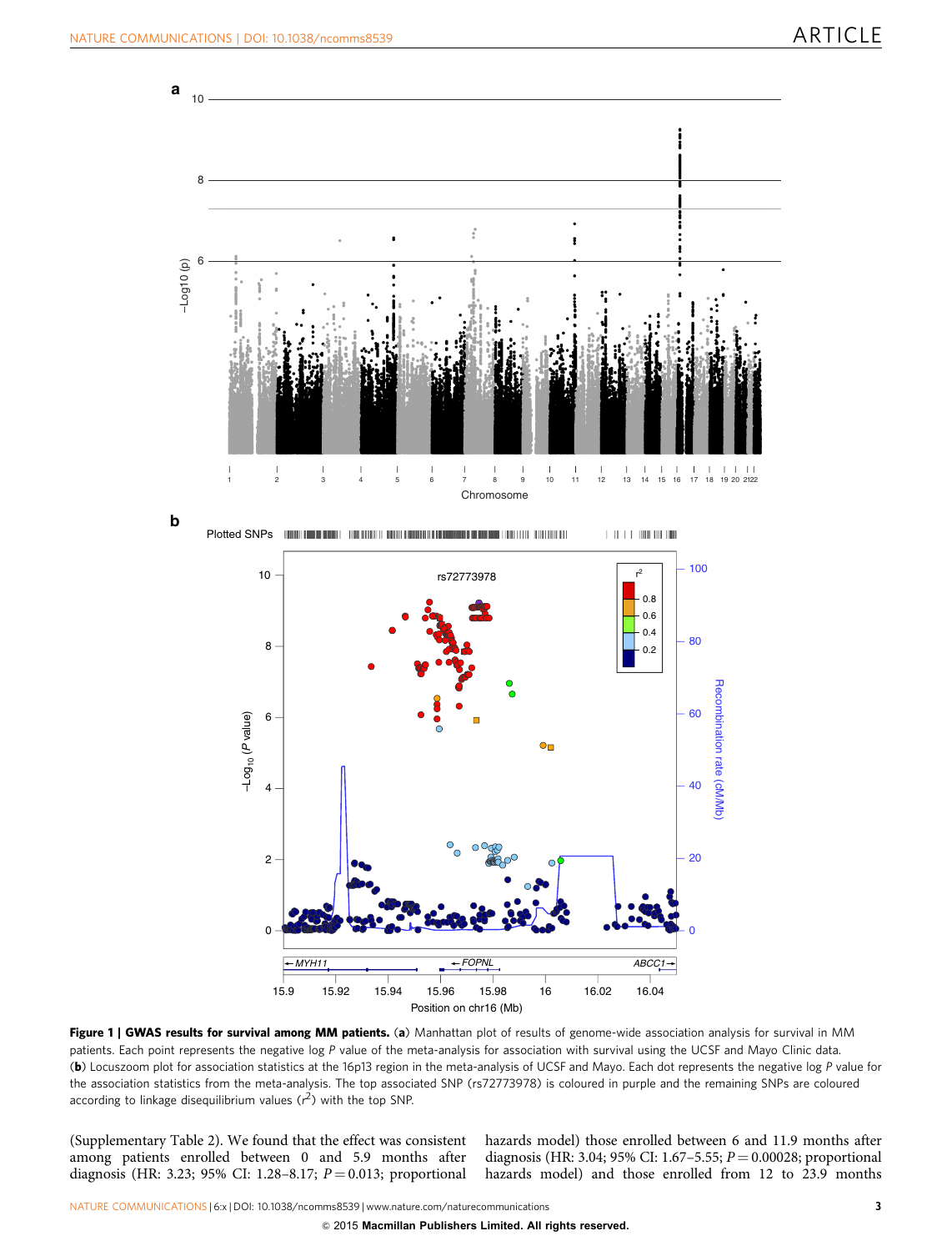**Figure 1 | GWAS results for survival among MM patients.** (**a**) Manhattan plot of results of genome-wide association analysis for survival in MM patients. Each point represents the negative log *P* value of the meta-analysis for association with survival using the UCSF and Mayo Clinic data. (**b**) Locuszoom plot for association statistics at the 16p13 region in the meta-analysis of UCSF and Mayo. Each dot represents the negative log *P* value for the association statistics from the meta-analysis. The top associated SNP (rs72773978) is coloured in purple and the remaining SNPs are coloured according to linkage disequilibrium values ($r^2$) with the top SNP.

(Supplementary Table 2). We found that the effect was consistent among patients enrolled between 0 and 5.9 months after diagnosis (HR: 3.23; 95% CI: 1.28–8.17; $P = 0.013$; proportional hazards model) those enrolled between 6 and 11.9 months after diagnosis (HR: 3.04; 95% CI: 1.67–5.55; $P = 0.00028$; proportional hazards model) and those enrolled from 12 to 23.9 months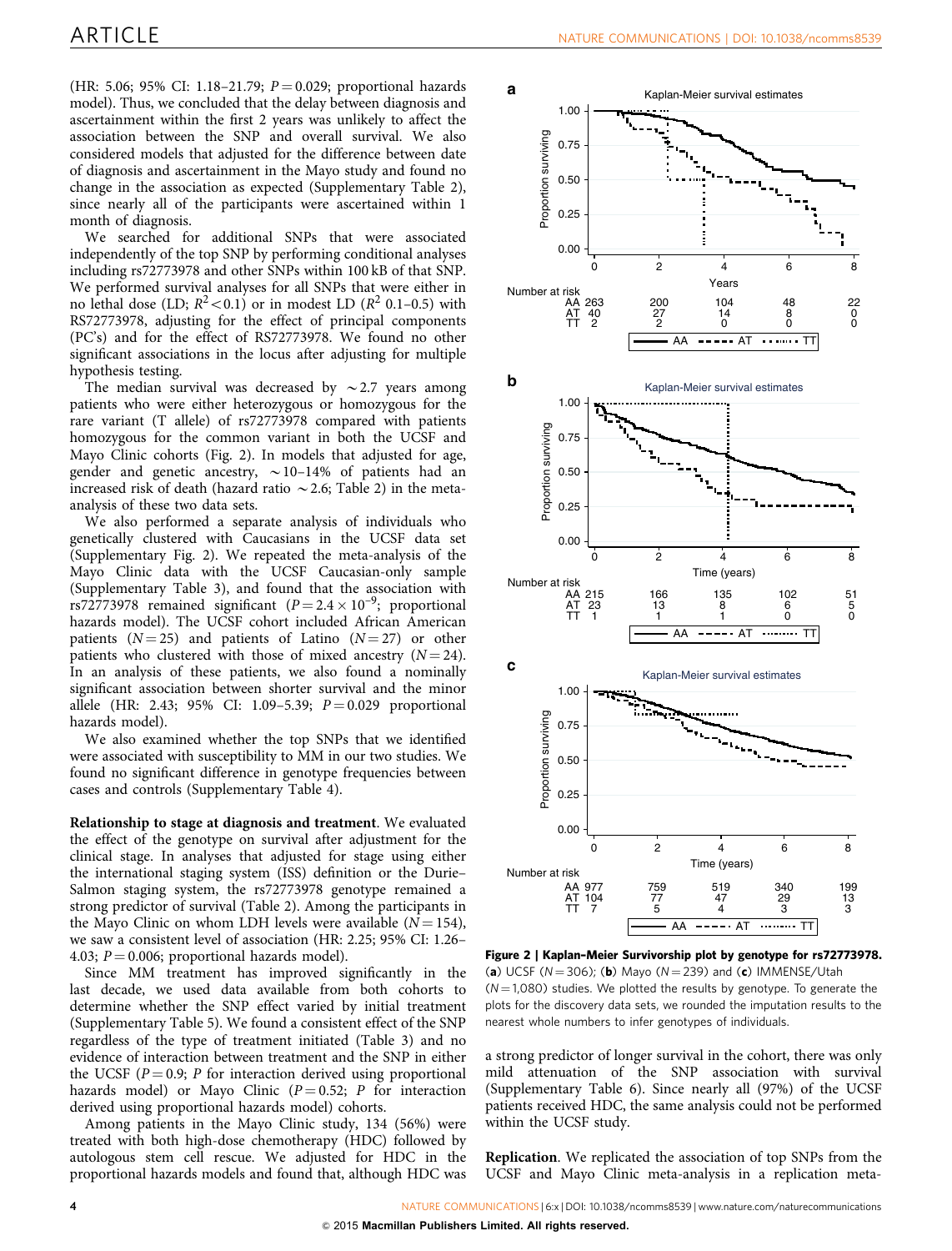(HR: 5.06; 95% CI: 1.18–21.79; $P = 0.029$; proportional hazards model). Thus, we concluded that the delay between diagnosis and ascertainment within the first 2 years was unlikely to affect the association between the SNP and overall survival. We also considered models that adjusted for the difference between date of diagnosis and ascertainment in the Mayo study and found no change in the association as expected (Supplementary Table 2), since nearly all of the participants were ascertained within 1 month of diagnosis.

We searched for additional SNPs that were associated independently of the top SNP by performing conditional analyses including rs72773978 and other SNPs within 100 kB of that SNP. We performed survival analyses for all SNPs that were either in no lethal dose (LD; $R^2 < 0.1$) or in modest LD ($R^2$ 0.1–0.5) with RS72773978, adjusting for the effect of principal components (PC's) and for the effect of RS72773978. We found no other significant associations in the locus after adjusting for multiple hypothesis testing.

The median survival was decreased by ~2.7 years among patients who were either heterozygous or homozygous for the rare variant (T allele) of rs72773978 compared with patients homozygous for the common variant in both the UCSF and Mayo Clinic cohorts (Fig. 2). In models that adjusted for age, gender and genetic ancestry, ~10–14% of patients had an increased risk of death (hazard ratio ~2.6; Table 2) in the meta-analysis of these two data sets.

We also performed a separate analysis of individuals who genetically clustered with Caucasians in the UCSF data set (Supplementary Fig. 2). We repeated the meta-analysis of the Mayo Clinic data with the UCSF Caucasian-only sample (Supplementary Table 3), and found that the association with rs72773978 remained significant ($P = 2.4 \times 10^{-9}$; proportional hazards model). The UCSF cohort included African American patients ($N = 25$) and patients of Latino ($N = 27$) or other patients who clustered with those of mixed ancestry ($N = 24$). In an analysis of these patients, we also found a nominally significant association between shorter survival and the minor allele (HR: 2.43; 95% CI: 1.09–5.39; $P = 0.029$ proportional hazards model).

We also examined whether the top SNPs that we identified were associated with susceptibility to MM in our two studies. We found no significant difference in genotype frequencies between cases and controls (Supplementary Table 4).

**Relationship to stage at diagnosis and treatment**. We evaluated the effect of the genotype on survival after adjustment for the clinical stage. In analyses that adjusted for stage using either the international staging system (ISS) definition or the Durie–Salmon staging system, the rs72773978 genotype remained a strong predictor of survival (Table 2). Among the participants in the Mayo Clinic on whom LDH levels were available ($N = 154$), we saw a consistent level of association (HR: 2.25; 95% CI: 1.26–4.03; $P = 0.006$; proportional hazards model).

Since MM treatment has improved significantly in the last decade, we used data available from both cohorts to determine whether the SNP effect varied by initial treatment (Supplementary Table 5). We found a consistent effect of the SNP regardless of the type of treatment initiated (Table 3) and no evidence of interaction between treatment and the SNP in either the UCSF ($P = 0.9$; $P$ for interaction derived using proportional hazards model) or Mayo Clinic ($P = 0.52$; $P$ for interaction derived using proportional hazards model) cohorts.

Among patients in the Mayo Clinic study, 134 (56%) were treated with both high-dose chemotherapy (HDC) followed by autologous stem cell rescue. We adjusted for HDC in the proportional hazards models and found that, although HDC was a strong predictor of longer survival in the cohort, there was only mild attenuation of the SNP association with survival (Supplementary Table 6). Since nearly all (97%) of the UCSF patients received HDC, the same analysis could not be performed within the UCSF study.

**Figure 2 | Kaplan–Meier Survivorship plot by genotype for rs72773978.** (**a**) UCSF ($N = 306$); (**b**) Mayo ($N = 239$) and (**c**) IMMENSE/Utah ($N = 1{,}080$) studies. We plotted the results by genotype. To generate the plots for the discovery data sets, we rounded the imputation results to the nearest whole numbers to infer genotypes of individuals.

**Replication**. We replicated the association of top SNPs from the UCSF and Mayo Clinic meta-analysis in a replication meta-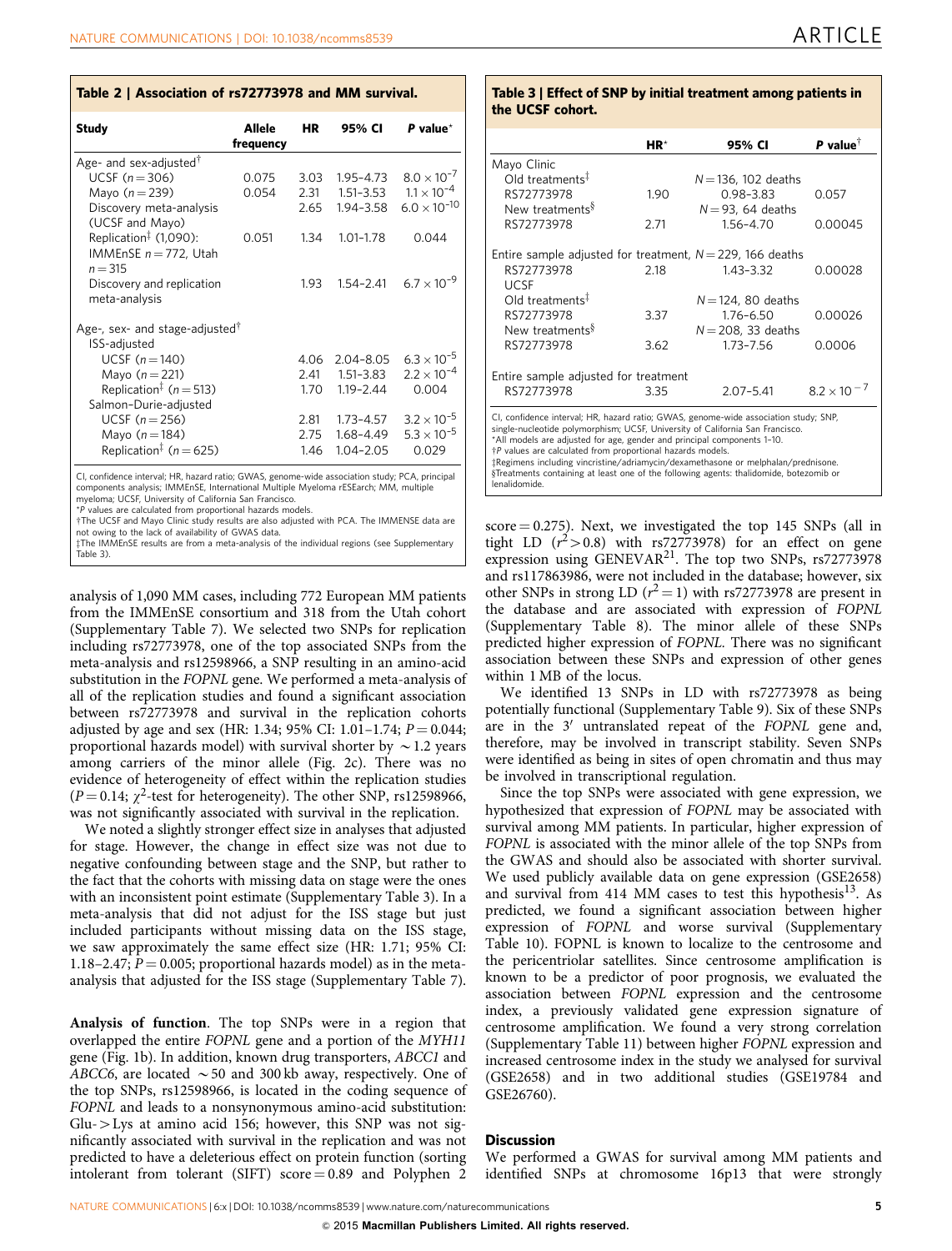**Table 2 | Association of rs72773978 and MM survival.**

| Study | Allele frequency | HR | 95% CI | *P* value* |
|---|---|---|---|---|
| Age- and sex-adjusted† | | | | |
| UCSF ($n=306$) | 0.075 | 3.03 | 1.95–4.73 | $8.0\times10^{-7}$ |
| Mayo ($n=239$) | 0.054 | 2.31 | 1.51–3.53 | $1.1\times10^{-4}$ |
| Discovery meta-analysis (UCSF and Mayo) | | 2.65 | 1.94–3.58 | $6.0\times10^{-10}$ |
| Replication‡ (1,090): IMMEnSE $n=772$, Utah $n=315$ | 0.051 | 1.34 | 1.01–1.78 | 0.044 |
| Discovery and replication meta-analysis | | 1.93 | 1.54–2.41 | $6.7\times10^{-9}$ |
| Age-, sex- and stage-adjusted† | | | | |
| ISS-adjusted | | | | |
| UCSF ($n=140$) | | 4.06 | 2.04–8.05 | $6.3\times10^{-5}$ |
| Mayo ($n=221$) | | 2.41 | 1.51–3.83 | $2.2\times10^{-4}$ |
| Replication‡ ($n=513$) | | 1.70 | 1.19–2.44 | 0.004 |
| Salmon–Durie-adjusted | | | | |
| UCSF ($n=256$) | | 2.81 | 1.73–4.57 | $3.2\times10^{-5}$ |
| Mayo ($n=184$) | | 2.75 | 1.68–4.49 | $5.3\times10^{-5}$ |
| Replication‡ ($n=625$) | | 1.46 | 1.04–2.05 | 0.029 |

CI, confidence interval; HR, hazard ratio; GWAS, genome-wide association study; PCA, principal components analysis; IMMEnSE, International Multiple Myeloma rESEarch; MM, multiple myeloma; UCSF, University of California San Francisco.
*P values are calculated from proportional hazards models.
†The UCSF and Mayo Clinic study results are also adjusted with PCA. The IMMENSE data are not owing to the lack of availability of GWAS data.
‡The IMMEnSE results are from a meta-analysis of the individual regions (see Supplementary Table 3).

**Table 3 | Effect of SNP by initial treatment among patients in the UCSF cohort.**

| | HR* | 95% CI | *P* value† |
|---|---|---|---|
| Mayo Clinic | | | |
| Old treatments‡ | | $N=136$, 102 deaths | |
| RS72773978 | 1.90 | 0.98–3.83 | 0.057 |
| New treatments§ | | $N=93$, 64 deaths | |
| RS72773978 | 2.71 | 1.56–4.70 | 0.00045 |
| Entire sample adjusted for treatment, $N=229$, 166 deaths | | | |
| RS72773978 | 2.18 | 1.43–3.32 | 0.00028 |
| UCSF | | | |
| Old treatments‡ | | $N=124$, 80 deaths | |
| RS72773978 | 3.37 | 1.76–6.50 | 0.00026 |
| New treatments§ | | $N=208$, 33 deaths | |
| RS72773978 | 3.62 | 1.73–7.56 | 0.0006 |
| Entire sample adjusted for treatment | | | |
| RS72773978 | 3.35 | 2.07–5.41 | $8.2\times10^{-7}$ |

CI, confidence interval; HR, hazard ratio; GWAS, genome-wide association study; SNP, single-nucleotide polymorphism; UCSF, University of California San Francisco.
*All models are adjusted for age, gender and principal components 1–10.
†P values are calculated from proportional hazards models.
‡Regimens including vincristine/adriamycin/dexamethasone or melphalan/prednisone.
§Treatments containing at least one of the following agents: thalidomide, botezomib or lenalidomide.

analysis of 1,090 MM cases, including 772 European MM patients from the IMMEnSE consortium and 318 from the Utah cohort (Supplementary Table 7). We selected two SNPs for replication including rs72773978, one of the top associated SNPs from the meta-analysis and rs12598966, a SNP resulting in an amino-acid substitution in the *FOPNL* gene. We performed a meta-analysis of all of the replication studies and found a significant association between rs72773978 and survival in the replication cohorts adjusted by age and sex (HR: 1.34; 95% CI: 1.01–1.74; $P=0.044$; proportional hazards model) with survival shorter by ~1.2 years among carriers of the minor allele (Fig. 2c). There was no evidence of heterogeneity of effect within the replication studies ($P=0.14$; $\chi^2$-test for heterogeneity). The other SNP, rs12598966, was not significantly associated with survival in the replication.

We noted a slightly stronger effect size in analyses that adjusted for stage. However, the change in effect size was not due to negative confounding between stage and the SNP, but rather to the fact that the cohorts with missing data on stage were the ones with an inconsistent point estimate (Supplementary Table 3). In a meta-analysis that did not adjust for the ISS stage but just included participants without missing data on the ISS stage, we saw approximately the same effect size (HR: 1.71; 95% CI: 1.18–2.47; $P=0.005$; proportional hazards model) as in the meta-analysis that adjusted for the ISS stage (Supplementary Table 7).

**Analysis of function**. The top SNPs were in a region that overlapped the entire *FOPNL* gene and a portion of the *MYH11* gene (Fig. 1b). In addition, known drug transporters, *ABCC1* and *ABCC6*, are located ~50 and 300 kb away, respectively. One of the top SNPs, rs12598966, is located in the coding sequence of *FOPNL* and leads to a nonsynonymous amino-acid substitution: Glu->Lys at amino acid 156; however, this SNP was not significantly associated with survival in the replication and was not predicted to have a deleterious effect on protein function (sorting intolerant from tolerant (SIFT) score = 0.89 and Polyphen 2 score = 0.275). Next, we investigated the top 145 SNPs (all in tight LD ($r^2>0.8$) with rs72773978) for an effect on gene expression using GENEVAR[21]. The top two SNPs, rs72773978 and rs117863986, were not included in the database; however, six other SNPs in strong LD ($r^2=1$) with rs72773978 are present in the database and are associated with expression of *FOPNL* (Supplementary Table 8). The minor allele of these SNPs predicted higher expression of *FOPNL*. There was no significant association between these SNPs and expression of other genes within 1 MB of the locus.

We identified 13 SNPs in LD with rs72773978 as being potentially functional (Supplementary Table 9). Six of these SNPs are in the 3′ untranslated repeat of the *FOPNL* gene and, therefore, may be involved in transcript stability. Seven SNPs were identified as being in sites of open chromatin and thus may be involved in transcriptional regulation.

Since the top SNPs were associated with gene expression, we hypothesized that expression of *FOPNL* may be associated with survival among MM patients. In particular, higher expression of *FOPNL* is associated with the minor allele of the top SNPs from the GWAS and should also be associated with shorter survival. We used publicly available data on gene expression (GSE2658) and survival from 414 MM cases to test this hypothesis[13]. As predicted, we found a significant association between higher expression of *FOPNL* and worse survival (Supplementary Table 10). FOPNL is known to localize to the centrosome and the pericentriolar satellites. Since centrosome amplification is known to be a predictor of poor prognosis, we evaluated the association between *FOPNL* expression and the centrosome index, a previously validated gene expression signature of centrosome amplification. We found a very strong correlation (Supplementary Table 11) between higher *FOPNL* expression and increased centrosome index in the study we analysed for survival (GSE2658) and in two additional studies (GSE19784 and GSE26760).

## Discussion

We performed a GWAS for survival among MM patients and identified SNPs at chromosome 16p13 that were strongly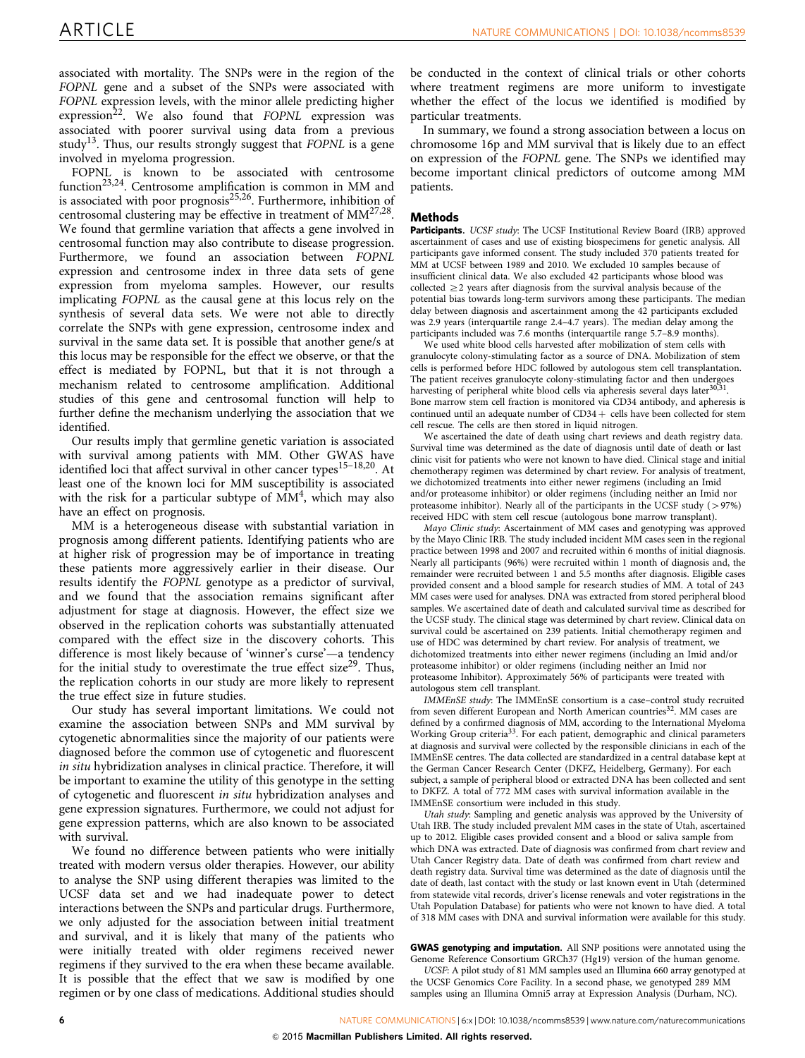associated with mortality. The SNPs were in the region of the *FOPNL* gene and a subset of the SNPs were associated with *FOPNL* expression levels, with the minor allele predicting higher expression[22]. We also found that *FOPNL* expression was associated with poorer survival using data from a previous study[13]. Thus, our results strongly suggest that *FOPNL* is a gene involved in myeloma progression.

FOPNL is known to be associated with centrosome function[23,24]. Centrosome amplification is common in MM and is associated with poor prognosis[25,26]. Furthermore, inhibition of centrosomal clustering may be effective in treatment of MM[27,28]. We found that germline variation that affects a gene involved in centrosomal function may also contribute to disease progression. Furthermore, we found an association between *FOPNL* expression and centrosome index in three data sets of gene expression from myeloma samples. However, our results implicating *FOPNL* as the causal gene at this locus rely on the synthesis of several data sets. We were not able to directly correlate the SNPs with gene expression, centrosome index and survival in the same data set. It is possible that another gene/s at this locus may be responsible for the effect we observe, or that the effect is mediated by FOPNL, but that it is not through a mechanism related to centrosome amplification. Additional studies of this gene and centrosomal function will help to further define the mechanism underlying the association that we identified.

Our results imply that germline genetic variation is associated with survival among patients with MM. Other GWAS have identified loci that affect survival in other cancer types[15–18,20]. At least one of the known loci for MM susceptibility is associated with the risk for a particular subtype of MM[4], which may also have an effect on prognosis.

MM is a heterogeneous disease with substantial variation in prognosis among different patients. Identifying patients who are at higher risk of progression may be of importance in treating these patients more aggressively earlier in their disease. Our results identify the *FOPNL* genotype as a predictor of survival, and we found that the association remains significant after adjustment for stage at diagnosis. However, the effect size we observed in the replication cohorts was substantially attenuated compared with the effect size in the discovery cohorts. This difference is most likely because of 'winner's curse'—a tendency for the initial study to overestimate the true effect size[29]. Thus, the replication cohorts in our study are more likely to represent the true effect size in future studies.

Our study has several important limitations. We could not examine the association between SNPs and MM survival by cytogenetic abnormalities since the majority of our patients were diagnosed before the common use of cytogenetic and fluorescent *in situ* hybridization analyses in clinical practice. Therefore, it will be important to examine the utility of this genotype in the setting of cytogenetic and fluorescent *in situ* hybridization analyses and gene expression signatures. Furthermore, we could not adjust for gene expression patterns, which are also known to be associated with survival.

We found no difference between patients who were initially treated with modern versus older therapies. However, our ability to analyse the SNP using different therapies was limited to the UCSF data set and we had inadequate power to detect interactions between the SNPs and particular drugs. Furthermore, we only adjusted for the association between initial treatment and survival, and it is likely that many of the patients who were initially treated with older regimens received newer regimens if they survived to the era when these became available. It is possible that the effect that we saw is modified by one regimen or by one class of medications. Additional studies should be conducted in the context of clinical trials or other cohorts where treatment regimens are more uniform to investigate whether the effect of the locus we identified is modified by particular treatments.

In summary, we found a strong association between a locus on chromosome 16p and MM survival that is likely due to an effect on expression of the *FOPNL* gene. The SNPs we identified may become important clinical predictors of outcome among MM patients.

## Methods

**Participants.** *UCSF study*: The UCSF Institutional Review Board (IRB) approved ascertainment of cases and use of existing biospecimens for genetic analysis. All participants gave informed consent. The study included 370 patients treated for MM at UCSF between 1989 and 2010. We excluded 10 samples because of insufficient clinical data. We also excluded 42 participants whose blood was collected ≥2 years after diagnosis from the survival analysis because of the potential bias towards long-term survivors among these participants. The median delay between diagnosis and ascertainment among the 42 participants excluded was 2.9 years (interquartile range 2.4–4.7 years). The median delay among the participants included was 7.6 months (interquartile range 5.7–8.9 months).

We used white blood cells harvested after mobilization of stem cells with granulocyte colony-stimulating factor as a source of DNA. Mobilization of stem cells is performed before HDC followed by autologous stem cell transplantation. The patient receives granulocyte colony-stimulating factor and then undergoes harvesting of peripheral white blood cells via apheresis several days later[30,31]. Bone marrow stem cell fraction is monitored via CD34 antibody, and apheresis is continued until an adequate number of CD34 + cells have been collected for stem cell rescue. The cells are then stored in liquid nitrogen.

We ascertained the date of death using chart reviews and death registry data. Survival time was determined as the date of diagnosis until date of death or last clinic visit for patients who were not known to have died. Clinical stage and initial chemotherapy regimen was determined by chart review. For analysis of treatment, we dichotomized treatments into either newer regimens (including an Imid and/or proteasome inhibitor) or older regimens (including neither an Imid nor proteasome inhibitor). Nearly all of the participants in the UCSF study (>97%) received HDC with stem cell rescue (autologous bone marrow transplant).

*Mayo Clinic study*: Ascertainment of MM cases and genotyping was approved by the Mayo Clinic IRB. The study included incident MM cases seen in the regional practice between 1998 and 2007 and recruited within 6 months of initial diagnosis. Nearly all participants (96%) were recruited within 1 month of diagnosis and, the remainder were recruited between 1 and 5.5 months after diagnosis. Eligible cases provided consent and a blood sample for research studies of MM. A total of 243 MM cases were used for analyses. DNA was extracted from stored peripheral blood samples. We ascertained date of death and calculated survival time as described for the UCSF study. The clinical stage was determined by chart review. Clinical data on survival could be ascertained on 239 patients. Initial chemotherapy regimen and use of HDC was determined by chart review. For analysis of treatment, we dichotomized treatments into either newer regimens (including an Imid and/or proteasome inhibitor) or older regimens (including neither an Imid nor proteasome Inhibitor). Approximately 56% of participants were treated with autologous stem cell transplant.

*IMMEnSE study*: The IMMEnSE consortium is a case–control study recruited from seven different European and North American countries[32]. MM cases are defined by a confirmed diagnosis of MM, according to the International Myeloma Working Group criteria[33]. For each patient, demographic and clinical parameters at diagnosis and survival were collected by the responsible clinicians in each of the IMMEnSE centres. The data collected are standardized in a central database kept at the German Cancer Research Center (DKFZ, Heidelberg, Germany). For each subject, a sample of peripheral blood or extracted DNA has been collected and sent to DKFZ. A total of 772 MM cases with survival information available in the IMMEnSE consortium were included in this study.

*Utah study*: Sampling and genetic analysis was approved by the University of Utah IRB. The study included prevalent MM cases in the state of Utah, ascertained up to 2012. Eligible cases provided consent and a blood or saliva sample from which DNA was extracted. Date of diagnosis was confirmed from chart review and Utah Cancer Registry data. Date of death was confirmed from chart review and death registry data. Survival time was determined as the date of diagnosis until the date of death, last contact with the study or last known event in Utah (determined from statewide vital records, driver's license renewals and voter registrations in the Utah Population Database) for patients who were not known to have died. A total of 318 MM cases with DNA and survival information were available for this study.

**GWAS genotyping and imputation.** All SNP positions were annotated using the Genome Reference Consortium GRCh37 (Hg19) version of the human genome.

*UCSF*: A pilot study of 81 MM samples used an Illumina 660 array genotyped at the UCSF Genomics Core Facility. In a second phase, we genotyped 289 MM samples using an Illumina Omni5 array at Expression Analysis (Durham, NC).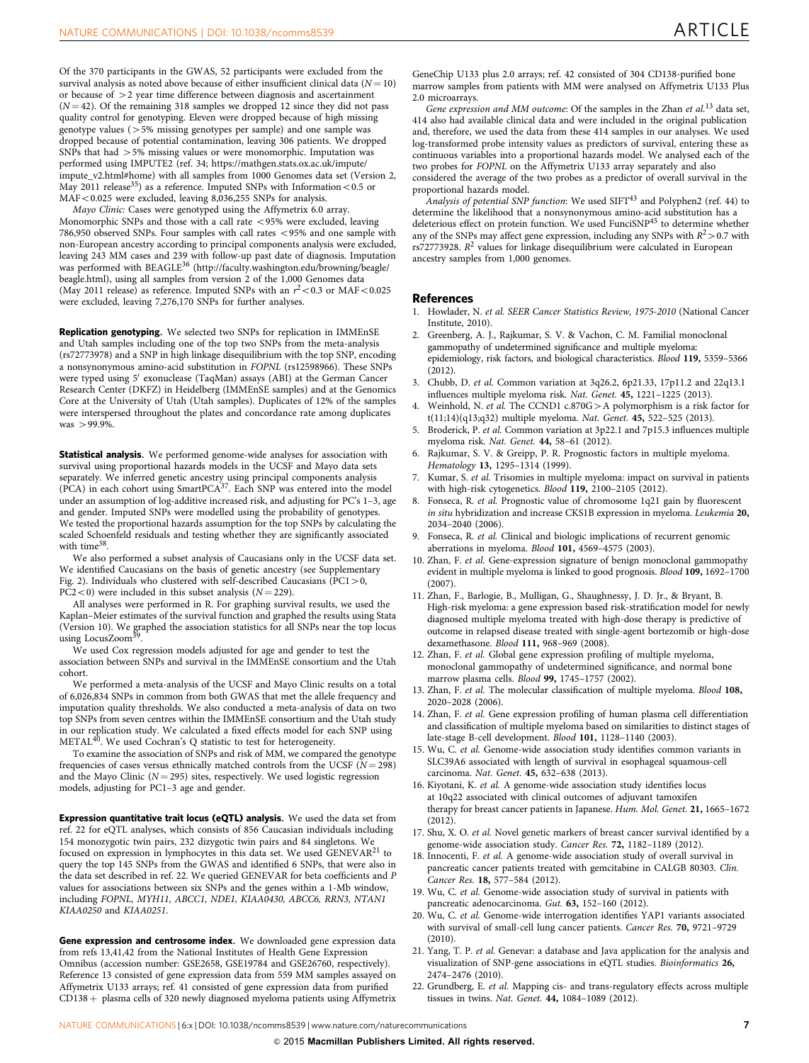Of the 370 participants in the GWAS, 52 participants were excluded from the survival analysis as noted above because of either insufficient clinical data ($N = 10$) or because of $>2$ year time difference between diagnosis and ascertainment ($N = 42$). Of the remaining 318 samples we dropped 12 since they did not pass quality control for genotyping. Eleven were dropped because of high missing genotype values (>5% missing genotypes per sample) and one sample was dropped because of potential contamination, leaving 306 patients. We dropped SNPs that had >5% missing values or were monomorphic. Imputation was performed using IMPUTE2 (ref. 34; https://mathgen.stats.ox.ac.uk/impute/impute_v2.html#home) with all samples from 1000 Genomes data set (Version 2, May 2011 release[35]) as a reference. Imputed SNPs with Information <0.5 or MAF <0.025 were excluded, leaving 8,036,255 SNPs for analysis.

*Mayo Clinic:* Cases were genotyped using the Affymetrix 6.0 array. Monomorphic SNPs and those with a call rate <95% were excluded, leaving 786,950 observed SNPs. Four samples with call rates <95% and one sample with non-European ancestry according to principal components analysis were excluded, leaving 243 MM cases and 239 with follow-up past date of diagnosis. Imputation was performed with BEAGLE[36] (http://faculty.washington.edu/browning/beagle/beagle.html), using all samples from version 2 of the 1,000 Genomes data (May 2011 release) as reference. Imputed SNPs with an $r^2 < 0.3$ or MAF <0.025 were excluded, leaving 7,276,170 SNPs for further analyses.

**Replication genotyping.** We selected two SNPs for replication in IMMEnSE and Utah samples including one of the top two SNPs from the meta-analysis (rs72773978) and a SNP in high linkage disequilibrium with the top SNP, encoding a nonsynonymous amino-acid substitution in *FOPNL* (rs12598966). These SNPs were typed using 5′ exonuclease (TaqMan) assays (ABI) at the German Cancer Research Center (DKFZ) in Heidelberg (IMMEnSE samples) and at the Genomics Core at the University of Utah (Utah samples). Duplicates of 12% of the samples were interspersed throughout the plates and concordance rate among duplicates was >99.9%.

**Statistical analysis.** We performed genome-wide analyses for association with survival using proportional hazards models in the UCSF and Mayo data sets separately. We inferred genetic ancestry using principal components analysis (PCA) in each cohort using SmartPCA[37]. Each SNP was entered into the model under an assumption of log-additive increased risk, and adjusting for PC's 1–3, age and gender. Imputed SNPs were modelled using the probability of genotypes. We tested the proportional hazards assumption for the top SNPs by calculating the scaled Schoenfeld residuals and testing whether they are significantly associated with time[38].

We also performed a subset analysis of Caucasians only in the UCSF data set. We identified Caucasians on the basis of genetic ancestry (see Supplementary Fig. 2). Individuals who clustered with self-described Caucasians (PC1 >0, PC2 <0) were included in this subset analysis ($N = 229$).

All analyses were performed in R. For graphing survival results, we used the Kaplan–Meier estimates of the survival function and graphed the results using Stata (Version 10). We graphed the association statistics for all SNPs near the top locus using LocusZoom[39].

We used Cox regression models adjusted for age and gender to test the association between SNPs and survival in the IMMEnSE consortium and the Utah cohort.

We performed a meta-analysis of the UCSF and Mayo Clinic results on a total of 6,026,834 SNPs in common from both GWAS that met the allele frequency and imputation quality thresholds. We also conducted a meta-analysis of data on two top SNPs from seven centres within the IMMEnSE consortium and the Utah study in our replication study. We calculated a fixed effects model for each SNP using METAL[40]. We used Cochran's Q statistic to test for heterogeneity.

To examine the association of SNPs and risk of MM, we compared the genotype frequencies of cases versus ethnically matched controls from the UCSF ($N = 298$) and the Mayo Clinic ($N = 295$) sites, respectively. We used logistic regression models, adjusting for PC1–3 age and gender.

**Expression quantitative trait locus (eQTL) analysis.** We used the data set from ref. 22 for eQTL analyses, which consists of 856 Caucasian individuals including 154 monozygotic twin pairs, 232 dizygotic twin pairs and 84 singletons. We focused on expression in lymphocytes in this data set. We used GENEVAR[21] to query the top 145 SNPs from the GWAS and identified 6 SNPs, that were also in the data set described in ref. 22. We queried GENEVAR for beta coefficients and *P* values for associations between six SNPs and the genes within a 1-Mb window, including *FOPNL, MYH11, ABCC1, NDE1, KIAA0430, ABCC6, RRN3, NTAN1 KIAA0250* and *KIAA0251*.

**Gene expression and centrosome index.** We downloaded gene expression data from refs 13,41,42 from the National Institutes of Health Gene Expression Omnibus (accession number: GSE2658, GSE19784 and GSE26760, respectively). Reference 13 consisted of gene expression data from 559 MM samples assayed on Affymetrix U133 arrays; ref. 41 consisted of gene expression data from purified CD138+ plasma cells of 320 newly diagnosed myeloma patients using Affymetrix GeneChip U133 plus 2.0 arrays; ref. 42 consisted of 304 CD138-purified bone marrow samples from patients with MM were analysed on Affymetrix U133 Plus 2.0 microarrays.

*Gene expression and MM outcome*: Of the samples in the Zhan *et al.*[13] data set, 414 also had available clinical data and were included in the original publication and, therefore, we used the data from these 414 samples in our analyses. We used log-transformed probe intensity values as predictors of survival, entering these as continuous variables into a proportional hazards model. We analysed each of the two probes for *FOPNL* on the Affymetrix U133 array separately and also considered the average of the two probes as a predictor of overall survival in the proportional hazards model.

*Analysis of potential SNP function*: We used SIFT[43] and Polyphen2 (ref. 44) to determine the likelihood that a nonsynonymous amino-acid substitution has a deleterious effect on protein function. We used FunciSNP[45] to determine whether any of the SNPs may affect gene expression, including any SNPs with $R^2 > 0.7$ with rs72773928. $R^2$ values for linkage disequilibrium were calculated in European ancestry samples from 1,000 genomes.

## References

1. Howlader, N. *et al. SEER Cancer Statistics Review, 1975-2010* (National Cancer Institute, 2010).
2. Greenberg, A. J., Rajkumar, S. V. & Vachon, C. M. Familial monoclonal gammopathy of undetermined significance and multiple myeloma: epidemiology, risk factors, and biological characteristics. *Blood* **119,** 5359–5366 (2012).
3. Chubb, D. *et al.* Common variation at 3q26.2, 6p21.33, 17p11.2 and 22q13.1 influences multiple myeloma risk. *Nat. Genet.* **45,** 1221–1225 (2013).
4. Weinhold, N. *et al.* The CCND1 c.870G>A polymorphism is a risk factor for t(11;14)(q13;q32) multiple myeloma. *Nat. Genet.* **45,** 522–525 (2013).
5. Broderick, P. *et al.* Common variation at 3p22.1 and 7p15.3 influences multiple myeloma risk. *Nat. Genet.* **44,** 58–61 (2012).
6. Rajkumar, S. V. & Greipp, P. R. Prognostic factors in multiple myeloma. *Hematology* **13,** 1295–1314 (1999).
7. Kumar, S. *et al.* Trisomies in multiple myeloma: impact on survival in patients with high-risk cytogenetics. *Blood* **119,** 2100–2105 (2012).
8. Fonseca, R. *et al.* Prognostic value of chromosome 1q21 gain by fluorescent *in situ* hybridization and increase CKS1B expression in myeloma. *Leukemia* **20,** 2034–2040 (2006).
9. Fonseca, R. *et al.* Clinical and biologic implications of recurrent genomic aberrations in myeloma. *Blood* **101,** 4569–4575 (2003).
10. Zhan, F. *et al.* Gene-expression signature of benign monoclonal gammopathy evident in multiple myeloma is linked to good prognosis. *Blood* **109,** 1692–1700 (2007).
11. Zhan, F., Barlogie, B., Mulligan, G., Shaughnessy, J. D. Jr., & Bryant, B. High-risk myeloma: a gene expression based risk-stratification model for newly diagnosed multiple myeloma treated with high-dose therapy is predictive of outcome in relapsed disease treated with single-agent bortezomib or high-dose dexamethasone. *Blood* **111,** 968–969 (2008).
12. Zhan, F. *et al.* Global gene expression profiling of multiple myeloma, monoclonal gammopathy of undetermined significance, and normal bone marrow plasma cells. *Blood* **99,** 1745–1757 (2002).
13. Zhan, F. *et al.* The molecular classification of multiple myeloma. *Blood* **108,** 2020–2028 (2006).
14. Zhan, F. *et al.* Gene expression profiling of human plasma cell differentiation and classification of multiple myeloma based on similarities to distinct stages of late-stage B-cell development. *Blood* **101,** 1128–1140 (2003).
15. Wu, C. *et al.* Genome-wide association study identifies common variants in SLC39A6 associated with length of survival in esophageal squamous-cell carcinoma. *Nat. Genet.* **45,** 632–638 (2013).
16. Kiyotani, K. *et al.* A genome-wide association study identifies locus at 10q22 associated with clinical outcomes of adjuvant tamoxifen therapy for breast cancer patients in Japanese. *Hum. Mol. Genet.* **21,** 1665–1672 (2012).
17. Shu, X. O. *et al.* Novel genetic markers of breast cancer survival identified by a genome-wide association study. *Cancer Res.* **72,** 1182–1189 (2012).
18. Innocenti, F. *et al.* A genome-wide association study of overall survival in pancreatic cancer patients treated with gemcitabine in CALGB 80303. *Clin. Cancer Res.* **18,** 577–584 (2012).
19. Wu, C. *et al.* Genome-wide association study of survival in patients with pancreatic adenocarcinoma. *Gut.* **63,** 152–160 (2012).
20. Wu, C. *et al.* Genome-wide interrogation identifies YAP1 variants associated with survival of small-cell lung cancer patients. *Cancer Res.* **70,** 9721–9729 (2010).
21. Yang, T. P. *et al.* Genevar: a database and Java application for the analysis and visualization of SNP-gene associations in eQTL studies. *Bioinformatics* **26,** 2474–2476 (2010).
22. Grundberg, E. *et al.* Mapping cis- and trans-regulatory effects across multiple tissues in twins. *Nat. Genet.* **44,** 1084–1089 (2012).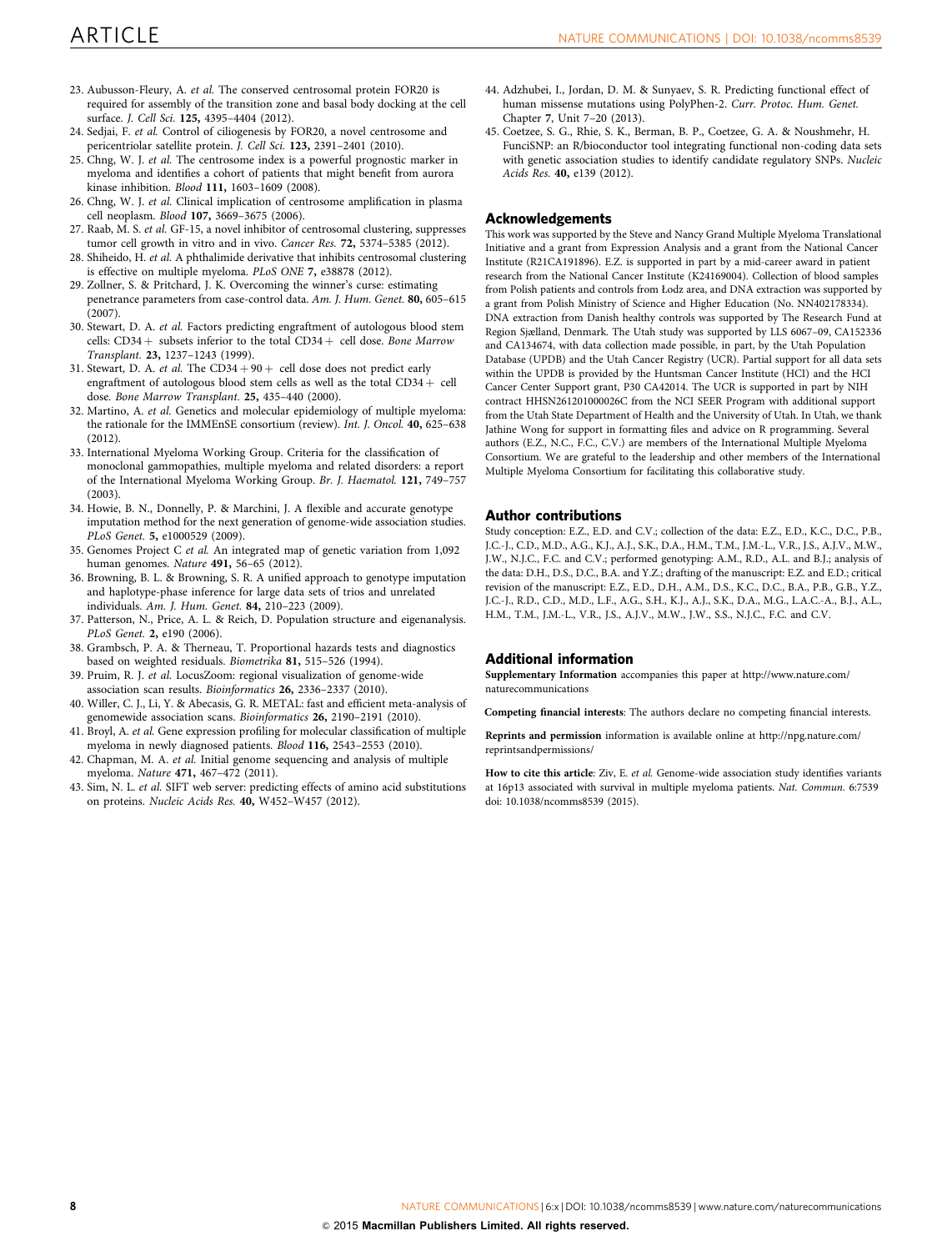23. Aubusson-Fleury, A. *et al.* The conserved centrosomal protein FOR20 is required for assembly of the transition zone and basal body docking at the cell surface. *J. Cell Sci.* **125,** 4395–4404 (2012).
24. Sedjai, F. *et al.* Control of ciliogenesis by FOR20, a novel centrosome and pericentriolar satellite protein. *J. Cell Sci.* **123,** 2391–2401 (2010).
25. Chng, W. J. *et al.* The centrosome index is a powerful prognostic marker in myeloma and identifies a cohort of patients that might benefit from aurora kinase inhibition. *Blood* **111,** 1603–1609 (2008).
26. Chng, W. J. *et al.* Clinical implication of centrosome amplification in plasma cell neoplasm. *Blood* **107,** 3669–3675 (2006).
27. Raab, M. S. *et al.* GF-15, a novel inhibitor of centrosomal clustering, suppresses tumor cell growth in vitro and in vivo. *Cancer Res.* **72,** 5374–5385 (2012).
28. Shiheido, H. *et al.* A phthalimide derivative that inhibits centrosomal clustering is effective on multiple myeloma. *PLoS ONE* **7,** e38878 (2012).
29. Zollner, S. & Pritchard, J. K. Overcoming the winner's curse: estimating penetrance parameters from case-control data. *Am. J. Hum. Genet.* **80,** 605–615 (2007).
30. Stewart, D. A. *et al.* Factors predicting engraftment of autologous blood stem cells: CD34+ subsets inferior to the total CD34+ cell dose. *Bone Marrow Transplant.* **23,** 1237–1243 (1999).
31. Stewart, D. A. *et al.* The CD34+90+ cell dose does not predict early engraftment of autologous blood stem cells as well as the total CD34+ cell dose. *Bone Marrow Transplant.* **25,** 435–440 (2000).
32. Martino, A. *et al.* Genetics and molecular epidemiology of multiple myeloma: the rationale for the IMMEnSE consortium (review). *Int. J. Oncol.* **40,** 625–638 (2012).
33. International Myeloma Working Group. Criteria for the classification of monoclonal gammopathies, multiple myeloma and related disorders: a report of the International Myeloma Working Group. *Br. J. Haematol.* **121,** 749–757 (2003).
34. Howie, B. N., Donnelly, P. & Marchini, J. A flexible and accurate genotype imputation method for the next generation of genome-wide association studies. *PLoS Genet.* **5,** e1000529 (2009).
35. Genomes Project C *et al.* An integrated map of genetic variation from 1,092 human genomes. *Nature* **491,** 56–65 (2012).
36. Browning, B. L. & Browning, S. R. A unified approach to genotype imputation and haplotype-phase inference for large data sets of trios and unrelated individuals. *Am. J. Hum. Genet.* **84,** 210–223 (2009).
37. Patterson, N., Price, A. L. & Reich, D. Population structure and eigenanalysis. *PLoS Genet.* **2,** e190 (2006).
38. Grambsch, P. A. & Therneau, T. Proportional hazards tests and diagnostics based on weighted residuals. *Biometrika* **81,** 515–526 (1994).
39. Pruim, R. J. *et al.* LocusZoom: regional visualization of genome-wide association scan results. *Bioinformatics* **26,** 2336–2337 (2010).
40. Willer, C. J., Li, Y. & Abecasis, G. R. METAL: fast and efficient meta-analysis of genomewide association scans. *Bioinformatics* **26,** 2190–2191 (2010).
41. Broyl, A. *et al.* Gene expression profiling for molecular classification of multiple myeloma in newly diagnosed patients. *Blood* **116,** 2543–2553 (2010).
42. Chapman, M. A. *et al.* Initial genome sequencing and analysis of multiple myeloma. *Nature* **471,** 467–472 (2011).
43. Sim, N. L. *et al.* SIFT web server: predicting effects of amino acid substitutions on proteins. *Nucleic Acids Res.* **40,** W452–W457 (2012).
44. Adzhubei, I., Jordan, D. M. & Sunyaev, S. R. Predicting functional effect of human missense mutations using PolyPhen-2. *Curr. Protoc. Hum. Genet.* Chapter 7, Unit 7–20 (2013).
45. Coetzee, S. G., Rhie, S. K., Berman, B. P., Coetzee, G. A. & Noushmehr, H. FunciSNP: an R/bioconductor tool integrating functional non-coding data sets with genetic association studies to identify candidate regulatory SNPs. *Nucleic Acids Res.* **40,** e139 (2012).

## Acknowledgements

This work was supported by the Steve and Nancy Grand Multiple Myeloma Translational Initiative and a grant from Expression Analysis and a grant from the National Cancer Institute (R21CA191896). E.Z. is supported in part by a mid-career award in patient research from the National Cancer Institute (K24169004). Collection of blood samples from Polish patients and controls from Łodz area, and DNA extraction was supported by a grant from Polish Ministry of Science and Higher Education (No. NN402178334). DNA extraction from Danish healthy controls was supported by The Research Fund at Region Sjælland, Denmark. The Utah study was supported by LLS 6067–09, CA152336 and CA134674, with data collection made possible, in part, by the Utah Population Database (UPDB) and the Utah Cancer Registry (UCR). Partial support for all data sets within the UPDB is provided by the Huntsman Cancer Institute (HCI) and the HCI Cancer Center Support grant, P30 CA42014. The UCR is supported in part by NIH contract HHSN261201000026C from the NCI SEER Program with additional support from the Utah State Department of Health and the University of Utah. In Utah, we thank Jathine Wong for support in formatting files and advice on R programming. Several authors (E.Z., N.C., F.C., C.V.) are members of the International Multiple Myeloma Consortium. We are grateful to the leadership and other members of the International Multiple Myeloma Consortium for facilitating this collaborative study.

## Author contributions

Study conception: E.Z., E.D. and C.V.; collection of the data: E.Z., E.D., K.C., D.C., P.B., J.C.-J., C.D., M.D., A.G., K.J., A.J., S.K., D.A., H.M., T.M., J.M.-L., V.R., J.S., A.J.V., M.W., J.W., N.J.C., F.C. and C.V.; performed genotyping: A.M., R.D., A.L. and B.J.; analysis of the data: D.H., D.S., D.C., B.A. and Y.Z.; drafting of the manuscript: E.Z. and E.D.; critical revision of the manuscript: E.Z., E.D., D.H., A.M., D.S., K.C., D.C., B.A., P.B., G.B., Y.Z., J.C.-J., R.D., C.D., M.D., L.F., A.G., S.H., K.J., A.J., S.K., D.A., M.G., L.A.C.-A., B.J., A.L., H.M., T.M., J.M.-L., V.R., J.S., A.J.V., M.W., J.W., S.S., N.J.C., F.C. and C.V.

## Additional information

**Supplementary Information** accompanies this paper at http://www.nature.com/naturecommunications

**Competing financial interests**: The authors declare no competing financial interests.

**Reprints and permission** information is available online at http://npg.nature.com/reprintsandpermissions/

**How to cite this article**: Ziv, E. *et al.* Genome-wide association study identifies variants at 16p13 associated with survival in multiple myeloma patients. *Nat. Commun.* 6:7539 doi: 10.1038/ncomms8539 (2015).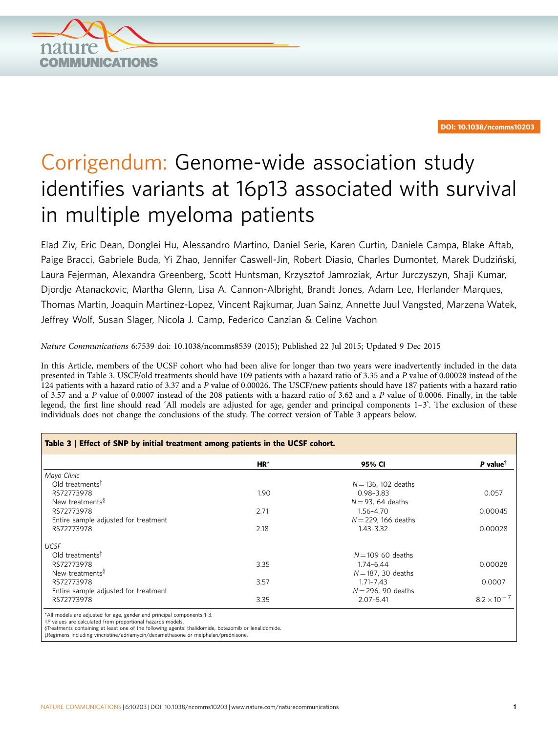DOI: 10.1038/ncomms10203

# Corrigendum: Genome-wide association study identifies variants at 16p13 associated with survival in multiple myeloma patients

Elad Ziv, Eric Dean, Donglei Hu, Alessandro Martino, Daniel Serie, Karen Curtin, Daniele Campa, Blake Aftab, Paige Bracci, Gabriele Buda, Yi Zhao, Jennifer Caswell-Jin, Robert Diasio, Charles Dumontet, Marek Dudziński, Laura Fejerman, Alexandra Greenberg, Scott Huntsman, Krzysztof Jamroziak, Artur Jurczyszyn, Shaji Kumar, Djordje Atanackovic, Martha Glenn, Lisa A. Cannon-Albright, Brandt Jones, Adam Lee, Herlander Marques, Thomas Martin, Joaquin Martinez-Lopez, Vincent Rajkumar, Juan Sainz, Annette Juul Vangsted, Marzena Watek, Jeffrey Wolf, Susan Slager, Nicola J. Camp, Federico Canzian & Celine Vachon

*Nature Communications* 6:7539 doi: 10.1038/ncomms8539 (2015); Published 22 Jul 2015; Updated 9 Dec 2015

In this Article, members of the UCSF cohort who had been alive for longer than two years were inadvertently included in the data presented in Table 3. USCF/old treatments should have 109 patients with a hazard ratio of 3.35 and a *P* value of 0.00028 instead of the 124 patients with a hazard ratio of 3.37 and a *P* value of 0.00026. The USCF/new patients should have 187 patients with a hazard ratio of 3.57 and a *P* value of 0.0007 instead of the 208 patients with a hazard ratio of 3.62 and a *P* value of 0.0006. Finally, in the table legend, the first line should read 'All models are adjusted for age, gender and principal components 1–3'. The exclusion of these individuals does not change the conclusions of the study. The correct version of Table 3 appears below.

**Table 3 | Effect of SNP by initial treatment among patients in the UCSF cohort.**

| | HR* | 95% CI | *P* value† |
|---|---|---|---|
| *Mayo Clinic* | | | |
| Old treatments‡ | | $N=136$, 102 deaths | |
| RS72773978 | 1.90 | 0.98–3.83 | 0.057 |
| New treatments§ | | $N=93$, 64 deaths | |
| RS72773978 | 2.71 | 1.56–4.70 | 0.00045 |
| Entire sample adjusted for treatment | | $N=229$, 166 deaths | |
| RS72773978 | 2.18 | 1.43–3.32 | 0.00028 |
| *UCSF* | | | |
| Old treatments‡ | | $N=109$ 60 deaths | |
| RS72773978 | 3.35 | 1.74–6.44 | 0.00028 |
| New treatments§ | | $N=187$, 30 deaths | |
| RS72773978 | 3.57 | 1.71–7.43 | 0.0007 |
| Entire sample adjusted for treatment | | $N=296$, 90 deaths | |
| RS72773978 | 3.35 | 2.07–5.41 | $8.2\times10^{-7}$ |

*All models are adjusted for age, gender and principal components 1-3.
†P values are calculated from proportional hazards models.
§Treatments containing at least one of the following agents: thalidomide, botezomib or lenalidomide.
‡Regimens including vincristine/adriamycin/dexamethasone or melphalan/prednisone.